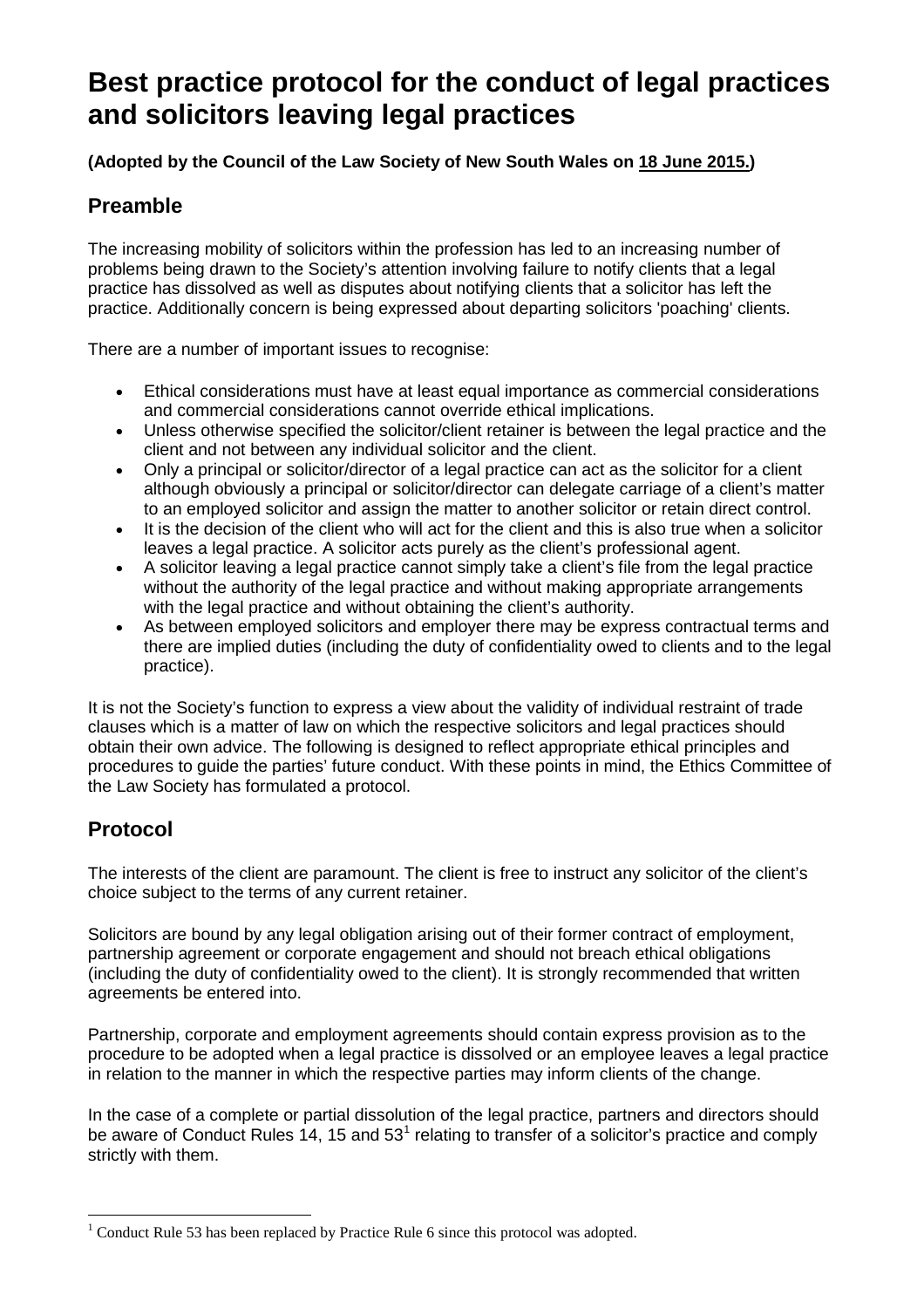# Best practice protocol for the conduct of legal practices and solicitors leaving legal practices

**(Adopted by the Council of the Law Society of New South Wales on 18 June 2015.)**

## Preamble

The increasing mobility of solicitors within the profession has led to an increasing number of problems being drawn to the Society's attention involving failure to notify clients that a legal practice has dissolved as well as disputes about notifying clients that a solicitor has left the practice. Additionally concern is being expressed about departing solicitors 'poaching' clients.

There are a number of important issues to recognise:

- Ethical considerations must have at least equal importance as commercial considerations and commercial considerations cannot override ethical implications.
- Unless otherwise specified the solicitor/client retainer is between the legal practice and the client and not between any individual solicitor and the client.
- Only a principal or solicitor/director of a legal practice can act as the solicitor for a client although obviously a principal or solicitor/director can delegate carriage of a client's matter to an employed solicitor and assign the matter to another solicitor or retain direct control.
- It is the decision of the client who will act for the client and this is also true when a solicitor leaves a legal practice. A solicitor acts purely as the client's professional agent.
- A solicitor leaving a legal practice cannot simply take a client's file from the legal practice without the authority of the legal practice and without making appropriate arrangements with the legal practice and without obtaining the client's authority.
- As between employed solicitors and employer there may be express contractual terms and there are implied duties (including the duty of confidentiality owed to clients and to the legal practice).

It is not the Society's function to express a view about the validity of individual restraint of trade clauses which is a matter of law on which the respective solicitors and legal practices should obtain their own advice. The following is designed to reflect appropriate ethical principles and procedures to guide the parties' future conduct. With these points in mind, the Ethics Committee of the Law Society has formulated a protocol.

## Protocol

The interests of the client are paramount. The client is free to instruct any solicitor of the client's choice subject to the terms of any current retainer.

Solicitors are bound by any legal obligation arising out of their former contract of employment, partnership agreement or corporate engagement and should not breach ethical obligations (including the duty of confidentiality owed to the client). It is strongly recommended that written agreements be entered into.

Partnership, corporate and employment agreements should contain express provision as to the procedure to be adopted when a legal practice is dissolved or an employee leaves a legal practice in relation to the manner in which the respective parties may inform clients of the change.

In the case of a complete or partial dissolution of the legal practice, partners and directors should be aware of Conduct Rules 14, 15 and 53[1] relating to transfer of a solicitor's practice and comply strictly with them.

[1] Conduct Rule 53 has been replaced by Practice Rule 6 since this protocol was adopted.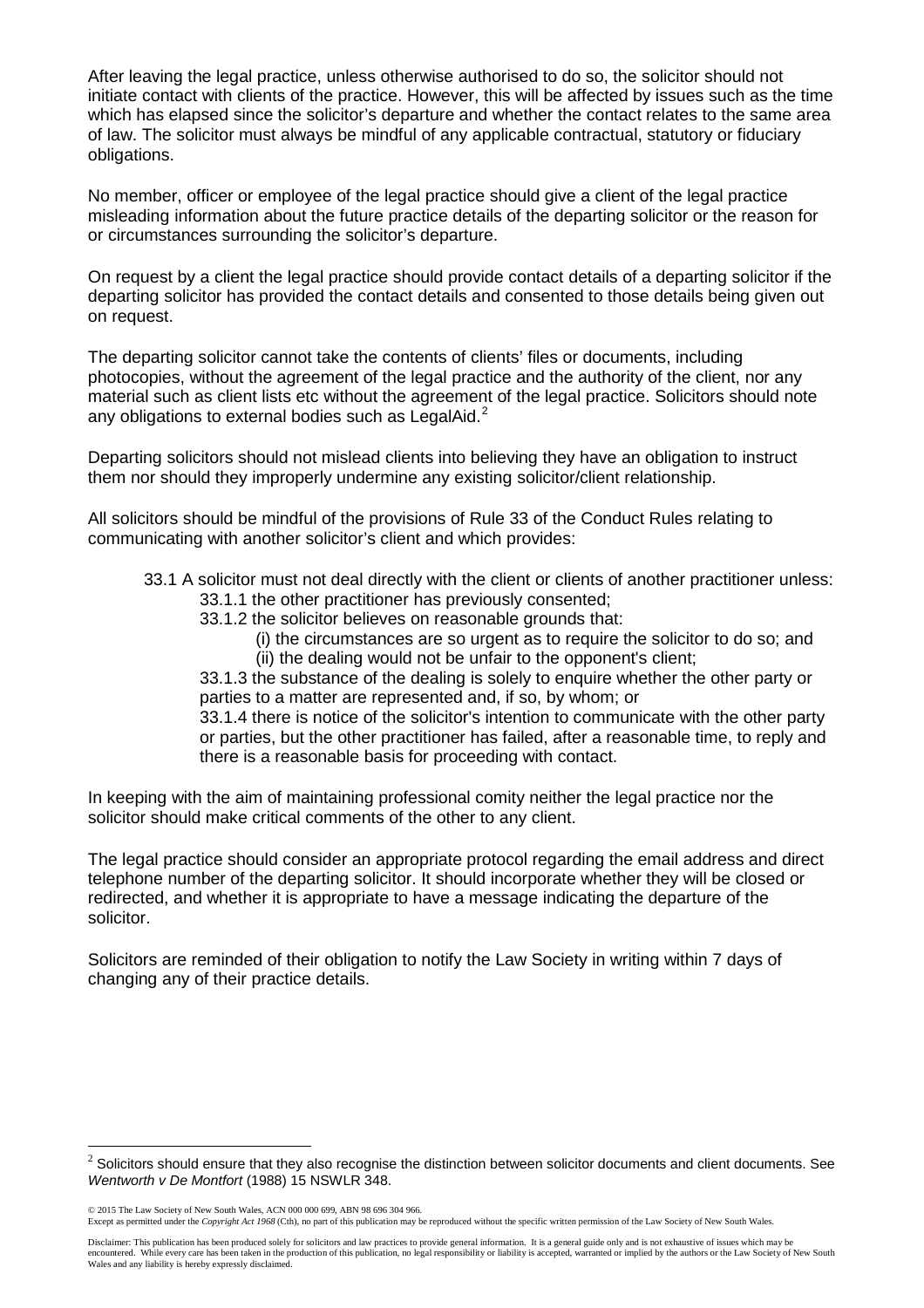After leaving the legal practice, unless otherwise authorised to do so, the solicitor should not initiate contact with clients of the practice. However, this will be affected by issues such as the time which has elapsed since the solicitor's departure and whether the contact relates to the same area of law. The solicitor must always be mindful of any applicable contractual, statutory or fiduciary obligations.

No member, officer or employee of the legal practice should give a client of the legal practice misleading information about the future practice details of the departing solicitor or the reason for or circumstances surrounding the solicitor's departure.

On request by a client the legal practice should provide contact details of a departing solicitor if the departing solicitor has provided the contact details and consented to those details being given out on request.

The departing solicitor cannot take the contents of clients' files or documents, including photocopies, without the agreement of the legal practice and the authority of the client, nor any material such as client lists etc without the agreement of the legal practice. Solicitors should note any obligations to external bodies such as LegalAid.[2]

Departing solicitors should not mislead clients into believing they have an obligation to instruct them nor should they improperly undermine any existing solicitor/client relationship.

All solicitors should be mindful of the provisions of Rule 33 of the Conduct Rules relating to communicating with another solicitor's client and which provides:

> 33.1 A solicitor must not deal directly with the client or clients of another practitioner unless:
>
> 33.1.1 the other practitioner has previously consented;
>
> 33.1.2 the solicitor believes on reasonable grounds that:
>
> (i) the circumstances are so urgent as to require the solicitor to do so; and
>
> (ii) the dealing would not be unfair to the opponent's client;
>
> 33.1.3 the substance of the dealing is solely to enquire whether the other party or parties to a matter are represented and, if so, by whom; or
>
> 33.1.4 there is notice of the solicitor's intention to communicate with the other party or parties, but the other practitioner has failed, after a reasonable time, to reply and there is a reasonable basis for proceeding with contact.

In keeping with the aim of maintaining professional comity neither the legal practice nor the solicitor should make critical comments of the other to any client.

The legal practice should consider an appropriate protocol regarding the email address and direct telephone number of the departing solicitor. It should incorporate whether they will be closed or redirected, and whether it is appropriate to have a message indicating the departure of the solicitor.

Solicitors are reminded of their obligation to notify the Law Society in writing within 7 days of changing any of their practice details.

---

[2] Solicitors should ensure that they also recognise the distinction between solicitor documents and client documents. See *Wentworth v De Montfort* (1988) 15 NSWLR 348.

© 2015 The Law Society of New South Wales, ACN 000 000 699, ABN 98 696 304 966.
Except as permitted under the *Copyright Act 1968* (Cth), no part of this publication may be reproduced without the specific written permission of the Law Society of New South Wales.

Disclaimer: This publication has been produced solely for solicitors and law practices to provide general information. It is a general guide only and is not exhaustive of issues which may be encountered. While every care has been taken in the production of this publication, no legal responsibility or liability is accepted, warranted or implied by the authors or the Law Society of New South Wales and any liability is hereby expressly disclaimed.